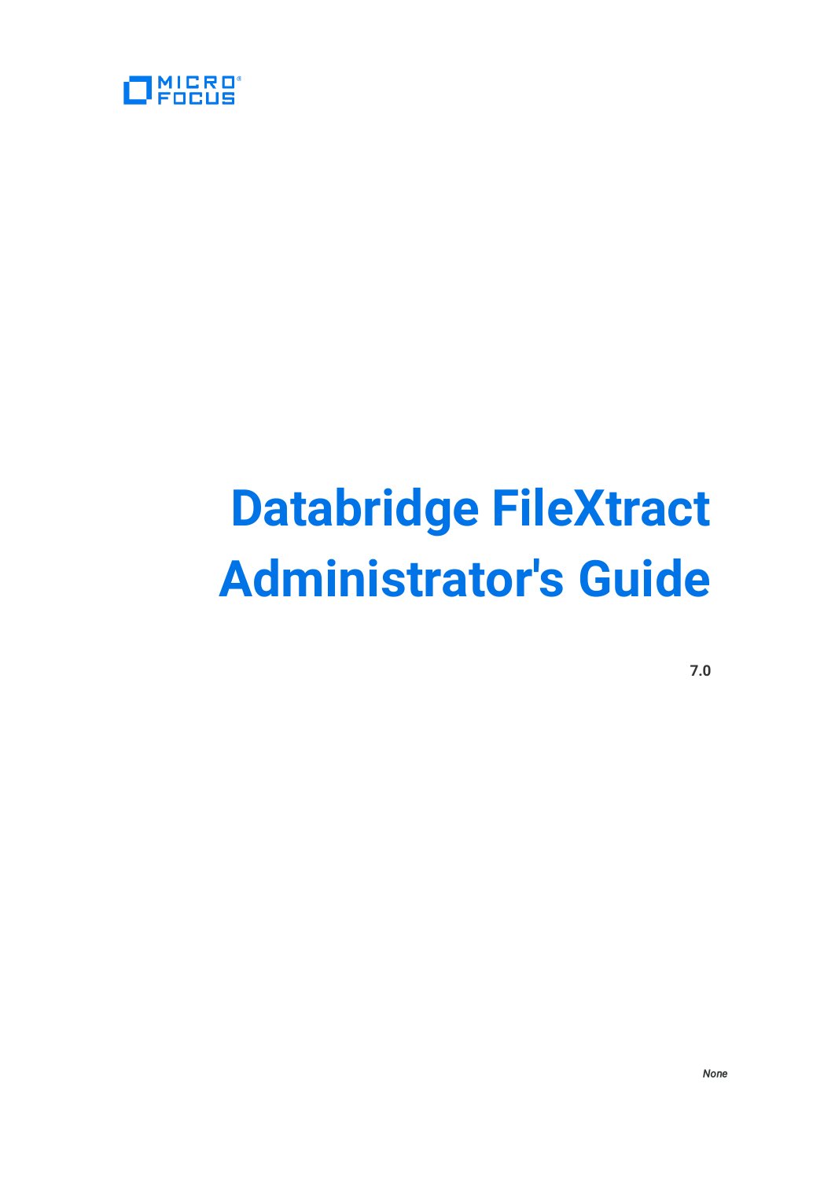MICRO FOCUS

# Databridge FileXtract Administrator's Guide

**7.0**

*None*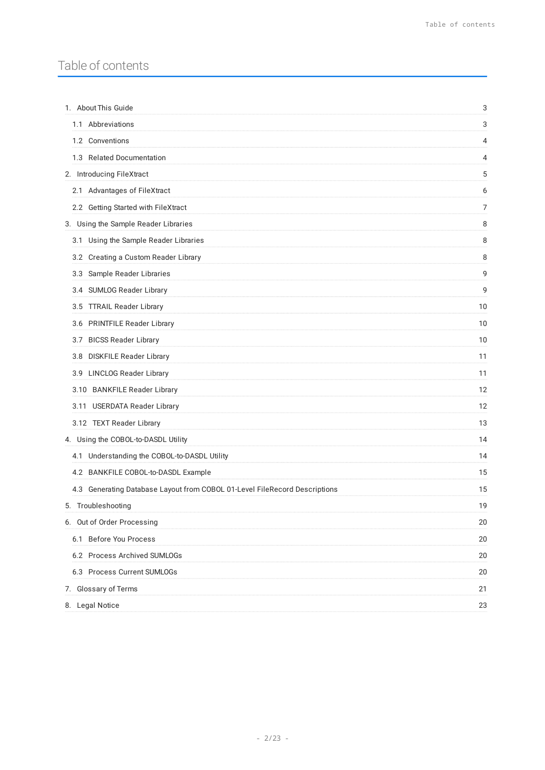# Table of contents

| | |
|---|---|
| 1. About This Guide | 3 |
| 1.1 Abbreviations | 3 |
| 1.2 Conventions | 4 |
| 1.3 Related Documentation | 4 |
| 2. Introducing FileXtract | 5 |
| 2.1 Advantages of FileXtract | 6 |
| 2.2 Getting Started with FileXtract | 7 |
| 3. Using the Sample Reader Libraries | 8 |
| 3.1 Using the Sample Reader Libraries | 8 |
| 3.2 Creating a Custom Reader Library | 8 |
| 3.3 Sample Reader Libraries | 9 |
| 3.4 SUMLOG Reader Library | 9 |
| 3.5 TTRAIL Reader Library | 10 |
| 3.6 PRINTFILE Reader Library | 10 |
| 3.7 BICSS Reader Library | 10 |
| 3.8 DISKFILE Reader Library | 11 |
| 3.9 LINCLOG Reader Library | 11 |
| 3.10 BANKFILE Reader Library | 12 |
| 3.11 USERDATA Reader Library | 12 |
| 3.12 TEXT Reader Library | 13 |
| 4. Using the COBOL-to-DASDL Utility | 14 |
| 4.1 Understanding the COBOL-to-DASDL Utility | 14 |
| 4.2 BANKFILE COBOL-to-DASDL Example | 15 |
| 4.3 Generating Database Layout from COBOL 01-Level FileRecord Descriptions | 15 |
| 5. Troubleshooting | 19 |
| 6. Out of Order Processing | 20 |
| 6.1 Before You Process | 20 |
| 6.2 Process Archived SUMLOGs | 20 |
| 6.3 Process Current SUMLOGs | 20 |
| 7. Glossary of Terms | 21 |
| 8. Legal Notice | 23 |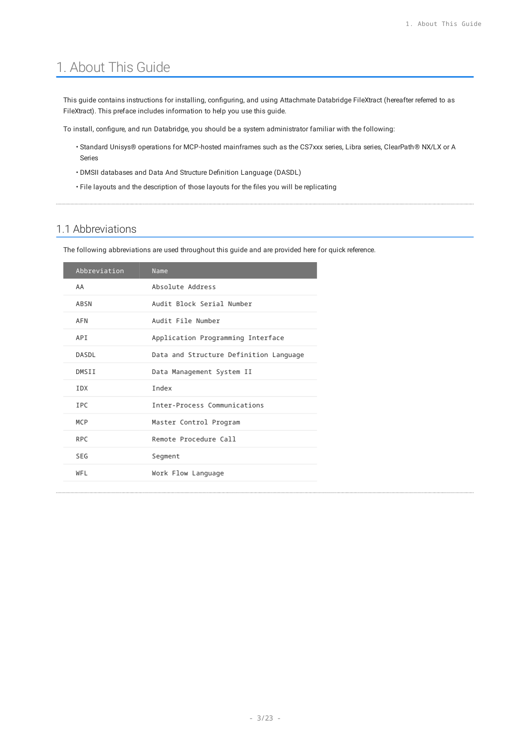# 1. About This Guide

This guide contains instructions for installing, configuring, and using Attachmate Databridge FileXtract (hereafter referred to as FileXtract). This preface includes information to help you use this guide.

To install, configure, and run Databridge, you should be a system administrator familiar with the following:

- Standard Unisys® operations for MCP-hosted mainframes such as the CS7xxx series, Libra series, ClearPath® NX/LX or A Series
- DMSII databases and Data And Structure Definition Language (DASDL)
- File layouts and the description of those layouts for the files you will be replicating

## 1.1 Abbreviations

The following abbreviations are used throughout this guide and are provided here for quick reference.

| Abbreviation | Name |
| --- | --- |
| AA | Absolute Address |
| ABSN | Audit Block Serial Number |
| AFN | Audit File Number |
| API | Application Programming Interface |
| DASDL | Data and Structure Definition Language |
| DMSII | Data Management System II |
| IDX | Index |
| IPC | Inter-Process Communications |
| MCP | Master Control Program |
| RPC | Remote Procedure Call |
| SEG | Segment |
| WFL | Work Flow Language |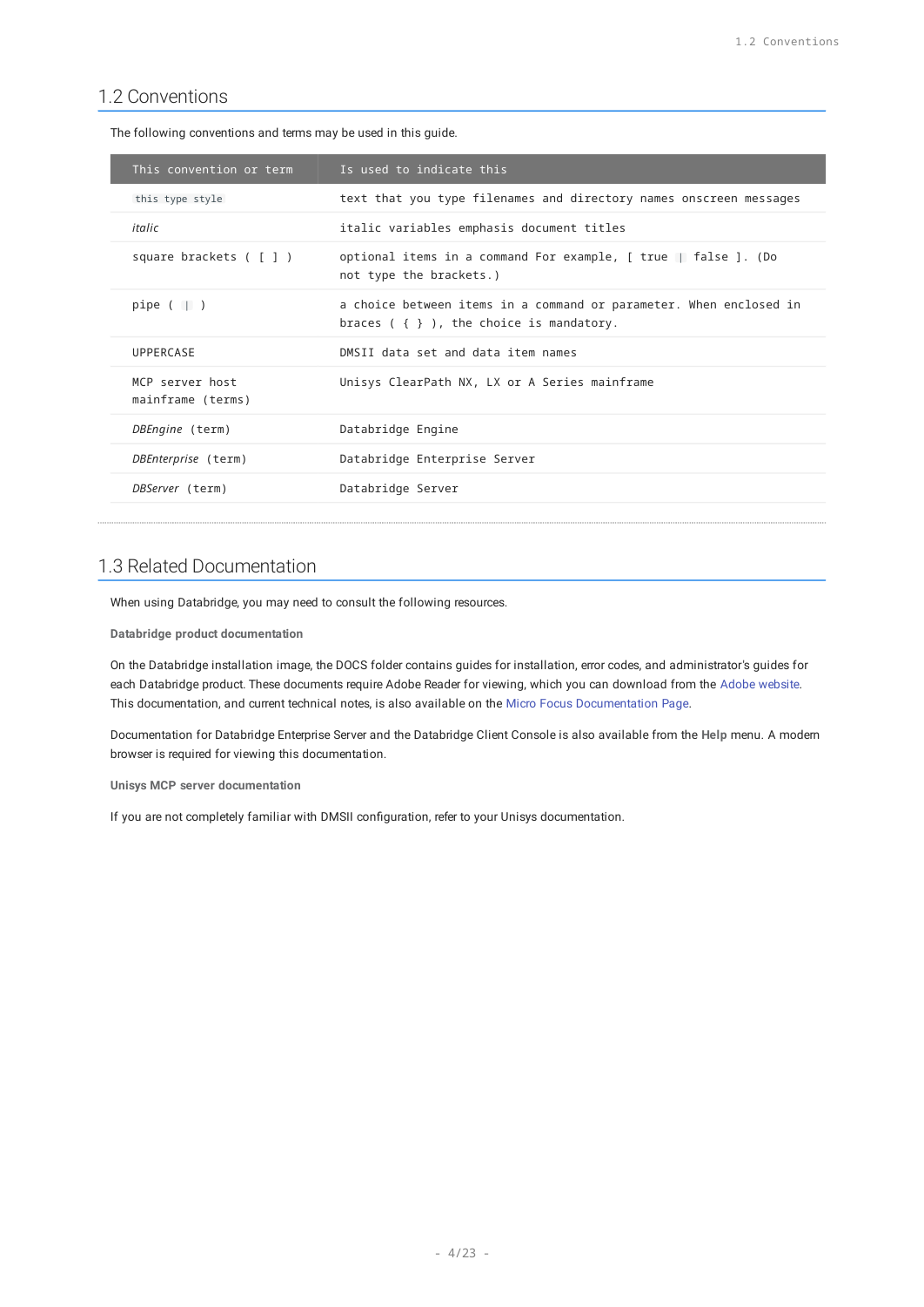## 1.2 Conventions

The following conventions and terms may be used in this guide.

| This convention or term | Is used to indicate this |
|---|---|
| `this type style` | text that you type filenames and directory names onscreen messages |
| *italic* | italic variables emphasis document titles |
| square brackets ( [ ] ) | optional items in a command For example, [ true `|` false ]. (Do not type the brackets.) |
| pipe ( `|` ) | a choice between items in a command or parameter. When enclosed in braces ( { } ), the choice is mandatory. |
| UPPERCASE | DMSII data set and data item names |
| MCP server host mainframe (terms) | Unisys ClearPath NX, LX or A Series mainframe |
| *DBEngine* (term) | Databridge Engine |
| *DBEnterprise* (term) | Databridge Enterprise Server |
| *DBServer* (term) | Databridge Server |

## 1.3 Related Documentation

When using Databridge, you may need to consult the following resources.

**Databridge product documentation**

On the Databridge installation image, the DOCS folder contains guides for installation, error codes, and administrator's guides for each Databridge product. These documents require Adobe Reader for viewing, which you can download from the Adobe website. This documentation, and current technical notes, is also available on the Micro Focus Documentation Page.

Documentation for Databridge Enterprise Server and the Databridge Client Console is also available from the **Help** menu. A modern browser is required for viewing this documentation.

**Unisys MCP server documentation**

If you are not completely familiar with DMSII configuration, refer to your Unisys documentation.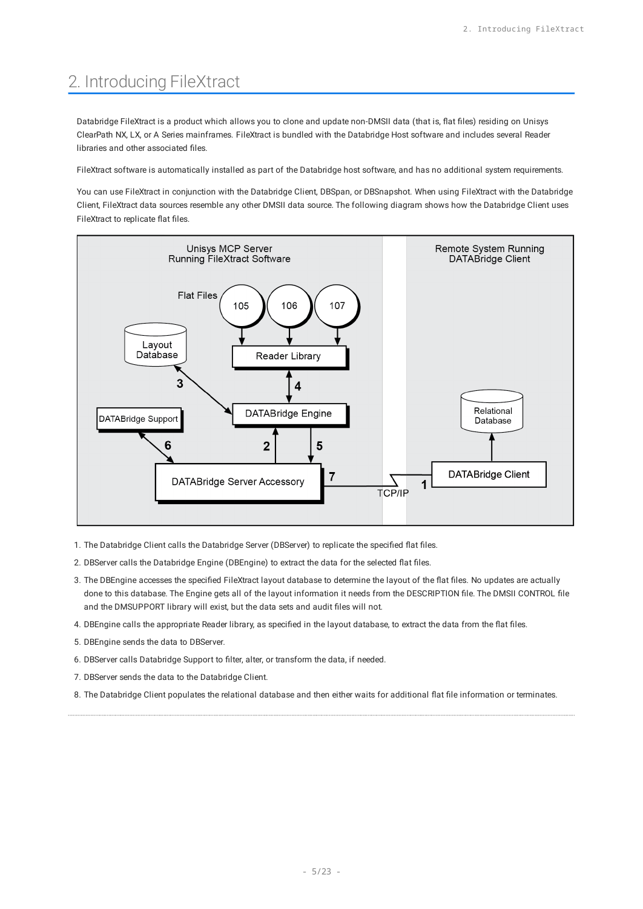# 2. Introducing FileXtract

Databridge FileXtract is a product which allows you to clone and update non-DMSII data (that is, flat files) residing on Unisys ClearPath NX, LX, or A Series mainframes. FileXtract is bundled with the Databridge Host software and includes several Reader libraries and other associated files.

FileXtract software is automatically installed as part of the Databridge host software, and has no additional system requirements.

You can use FileXtract in conjunction with the Databridge Client, DBSpan, or DBSnapshot. When using FileXtract with the Databridge Client, FileXtract data sources resemble any other DMSII data source. The following diagram shows how the Databridge Client uses FileXtract to replicate flat files.

1. The Databridge Client calls the Databridge Server (DBServer) to replicate the specified flat files.
2. DBServer calls the Databridge Engine (DBEngine) to extract the data for the selected flat files.
3. The DBEngine accesses the specified FileXtract layout database to determine the layout of the flat files. No updates are actually done to this database. The Engine gets all of the layout information it needs from the DESCRIPTION file. The DMSII CONTROL file and the DMSUPPORT library will exist, but the data sets and audit files will not.
4. DBEngine calls the appropriate Reader library, as specified in the layout database, to extract the data from the flat files.
5. DBEngine sends the data to DBServer.
6. DBServer calls Databridge Support to filter, alter, or transform the data, if needed.
7. DBServer sends the data to the Databridge Client.
8. The Databridge Client populates the relational database and then either waits for additional flat file information or terminates.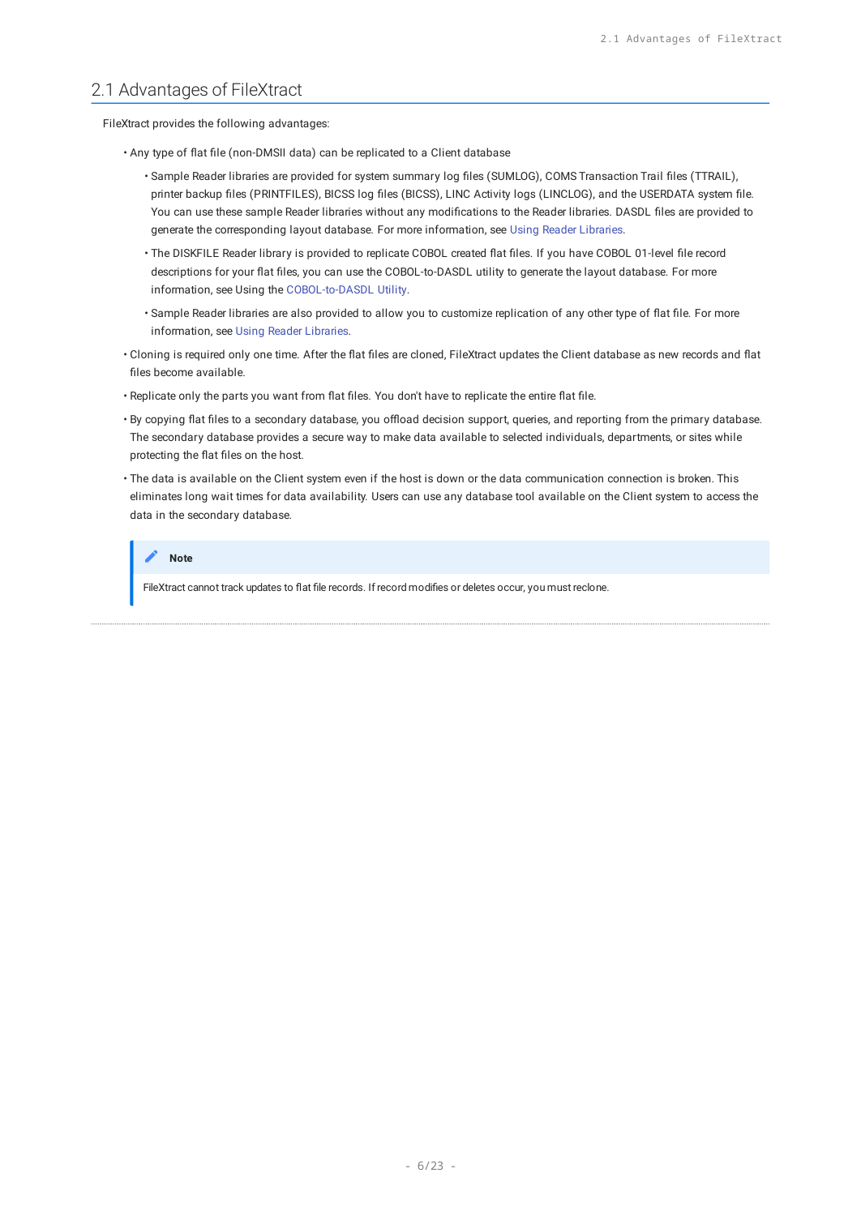## 2.1 Advantages of FileXtract

FileXtract provides the following advantages:

- Any type of flat file (non-DMSII data) can be replicated to a Client database
    - Sample Reader libraries are provided for system summary log files (SUMLOG), COMS Transaction Trail files (TTRAIL), printer backup files (PRINTFILES), BICSS log files (BICSS), LINC Activity logs (LINCLOG), and the USERDATA system file. You can use these sample Reader libraries without any modifications to the Reader libraries. DASDL files are provided to generate the corresponding layout database. For more information, see Using Reader Libraries.
    - The DISKFILE Reader library is provided to replicate COBOL created flat files. If you have COBOL 01-level file record descriptions for your flat files, you can use the COBOL-to-DASDL utility to generate the layout database. For more information, see Using the COBOL-to-DASDL Utility.
    - Sample Reader libraries are also provided to allow you to customize replication of any other type of flat file. For more information, see Using Reader Libraries.
- Cloning is required only one time. After the flat files are cloned, FileXtract updates the Client database as new records and flat files become available.
- Replicate only the parts you want from flat files. You don't have to replicate the entire flat file.
- By copying flat files to a secondary database, you offload decision support, queries, and reporting from the primary database. The secondary database provides a secure way to make data available to selected individuals, departments, or sites while protecting the flat files on the host.
- The data is available on the Client system even if the host is down or the data communication connection is broken. This eliminates long wait times for data availability. Users can use any database tool available on the Client system to access the data in the secondary database.

> **Note**
>
> FileXtract cannot track updates to flat file records. If record modifies or deletes occur, you must reclone.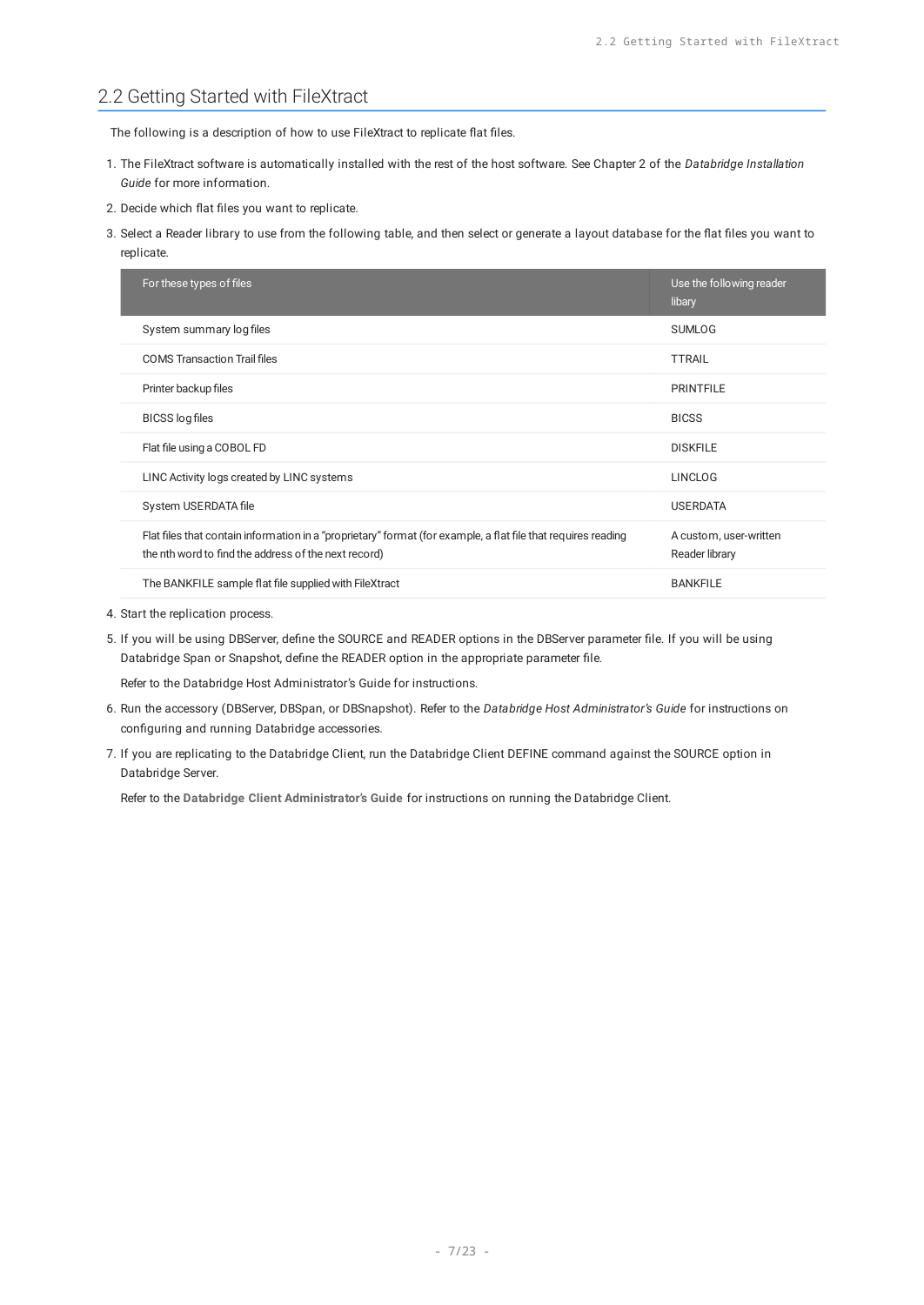## 2.2 Getting Started with FileXtract

The following is a description of how to use FileXtract to replicate flat files.

1. The FileXtract software is automatically installed with the rest of the host software. See Chapter 2 of the *Databridge Installation Guide* for more information.
2. Decide which flat files you want to replicate.
3. Select a Reader library to use from the following table, and then select or generate a layout database for the flat files you want to replicate.

| For these types of files | Use the following reader libary |
|---|---|
| System summary log files | SUMLOG |
| COMS Transaction Trail files | TTRAIL |
| Printer backup files | PRINTFILE |
| BICSS log files | BICSS |
| Flat file using a COBOL FD | DISKFILE |
| LINC Activity logs created by LINC systems | LINCLOG |
| System USERDATA file | USERDATA |
| Flat files that contain information in a “proprietary” format (for example, a flat file that requires reading the nth word to find the address of the next record) | A custom, user-written Reader library |
| The BANKFILE sample flat file supplied with FileXtract | BANKFILE |

4. Start the replication process.
5. If you will be using DBServer, define the SOURCE and READER options in the DBServer parameter file. If you will be using Databridge Span or Snapshot, define the READER option in the appropriate parameter file.

   Refer to the Databridge Host Administrator’s Guide for instructions.

6. Run the accessory (DBServer, DBSpan, or DBSnapshot). Refer to the *Databridge Host Administrator’s Guide* for instructions on configuring and running Databridge accessories.
7. If you are replicating to the Databridge Client, run the Databridge Client DEFINE command against the SOURCE option in Databridge Server.

   Refer to the **Databridge Client Administrator’s Guide** for instructions on running the Databridge Client.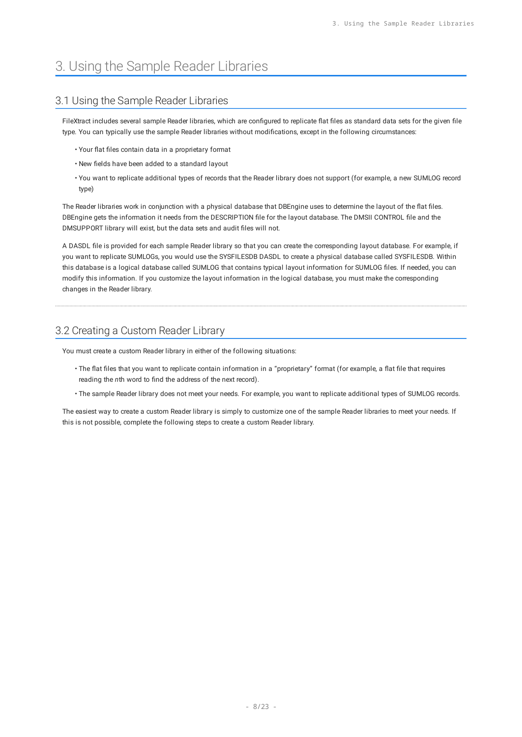# 3. Using the Sample Reader Libraries

## 3.1 Using the Sample Reader Libraries

FileXtract includes several sample Reader libraries, which are configured to replicate flat files as standard data sets for the given file type. You can typically use the sample Reader libraries without modifications, except in the following circumstances:

- Your flat files contain data in a proprietary format
- New fields have been added to a standard layout
- You want to replicate additional types of records that the Reader library does not support (for example, a new SUMLOG record type)

The Reader libraries work in conjunction with a physical database that DBEngine uses to determine the layout of the flat files. DBEngine gets the information it needs from the DESCRIPTION file for the layout database. The DMSII CONTROL file and the DMSUPPORT library will exist, but the data sets and audit files will not.

A DASDL file is provided for each sample Reader library so that you can create the corresponding layout database. For example, if you want to replicate SUMLOGs, you would use the SYSFILESDB DASDL to create a physical database called SYSFILESDB. Within this database is a logical database called SUMLOG that contains typical layout information for SUMLOG files. If needed, you can modify this information. If you customize the layout information in the logical database, you must make the corresponding changes in the Reader library.

## 3.2 Creating a Custom Reader Library

You must create a custom Reader library in either of the following situations:

- The flat files that you want to replicate contain information in a “proprietary” format (for example, a flat file that requires reading the *n*th word to find the address of the next record).
- The sample Reader library does not meet your needs. For example, you want to replicate additional types of SUMLOG records.

The easiest way to create a custom Reader library is simply to customize one of the sample Reader libraries to meet your needs. If this is not possible, complete the following steps to create a custom Reader library.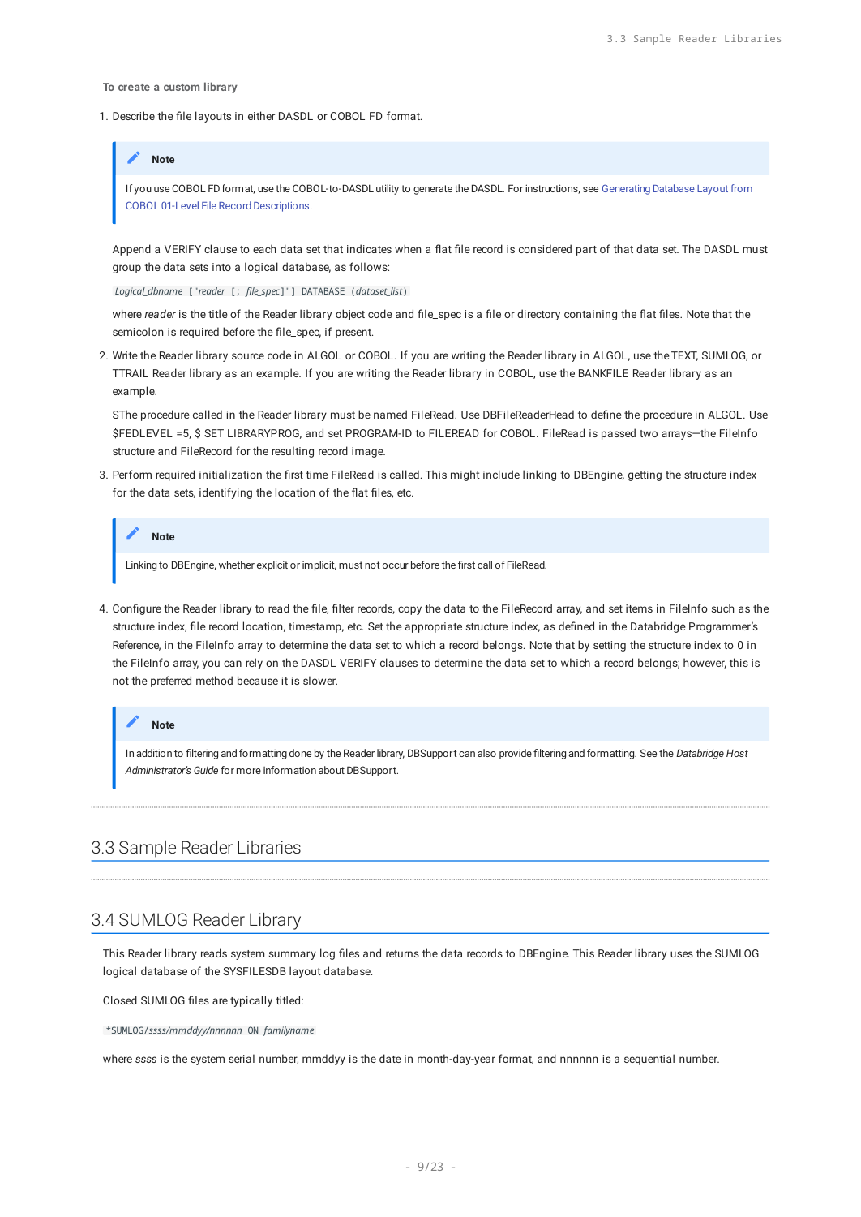**To create a custom library**

1. Describe the file layouts in either DASDL or COBOL FD format.

   > **Note**
   >
   > If you use COBOL FD format, use the COBOL-to-DASDL utility to generate the DASDL. For instructions, see Generating Database Layout from COBOL 01-Level File Record Descriptions.

   Append a VERIFY clause to each data set that indicates when a flat file record is considered part of that data set. The DASDL must group the data sets into a logical database, as follows:

   `Logical_dbname ["reader [; file_spec]"] DATABASE (dataset_list)`

   where *reader* is the title of the Reader library object code and file_spec is a file or directory containing the flat files. Note that the semicolon is required before the file_spec, if present.

2. Write the Reader library source code in ALGOL or COBOL. If you are writing the Reader library in ALGOL, use the TEXT, SUMLOG, or TTRAIL Reader library as an example. If you are writing the Reader library in COBOL, use the BANKFILE Reader library as an example.

   SThe procedure called in the Reader library must be named FileRead. Use DBFileReaderHead to define the procedure in ALGOL. Use $FEDLEVEL =5, $ SET LIBRARYPROG, and set PROGRAM-ID to FILEREAD for COBOL. FileRead is passed two arrays—the FileInfo structure and FileRecord for the resulting record image.

3. Perform required initialization the first time FileRead is called. This might include linking to DBEngine, getting the structure index for the data sets, identifying the location of the flat files, etc.

   > **Note**
   >
   > Linking to DBEngine, whether explicit or implicit, must not occur before the first call of FileRead.

4. Configure the Reader library to read the file, filter records, copy the data to the FileRecord array, and set items in FileInfo such as the structure index, file record location, timestamp, etc. Set the appropriate structure index, as defined in the Databridge Programmer's Reference, in the FileInfo array to determine the data set to which a record belongs. Note that by setting the structure index to 0 in the FileInfo array, you can rely on the DASDL VERIFY clauses to determine the data set to which a record belongs; however, this is not the preferred method because it is slower.

   > **Note**
   >
   > In addition to filtering and formatting done by the Reader library, DBSupport can also provide filtering and formatting. See the *Databridge Host Administrator's Guide* for more information about DBSupport.

## 3.3 Sample Reader Libraries

## 3.4 SUMLOG Reader Library

This Reader library reads system summary log files and returns the data records to DBEngine. This Reader library uses the SUMLOG logical database of the SYSFILESDB layout database.

Closed SUMLOG files are typically titled:

`*SUMLOG/ssss/mmddyy/nnnnnn ON familyname`

where *ssss* is the system serial number, mmddyy is the date in month-day-year format, and nnnnnn is a sequential number.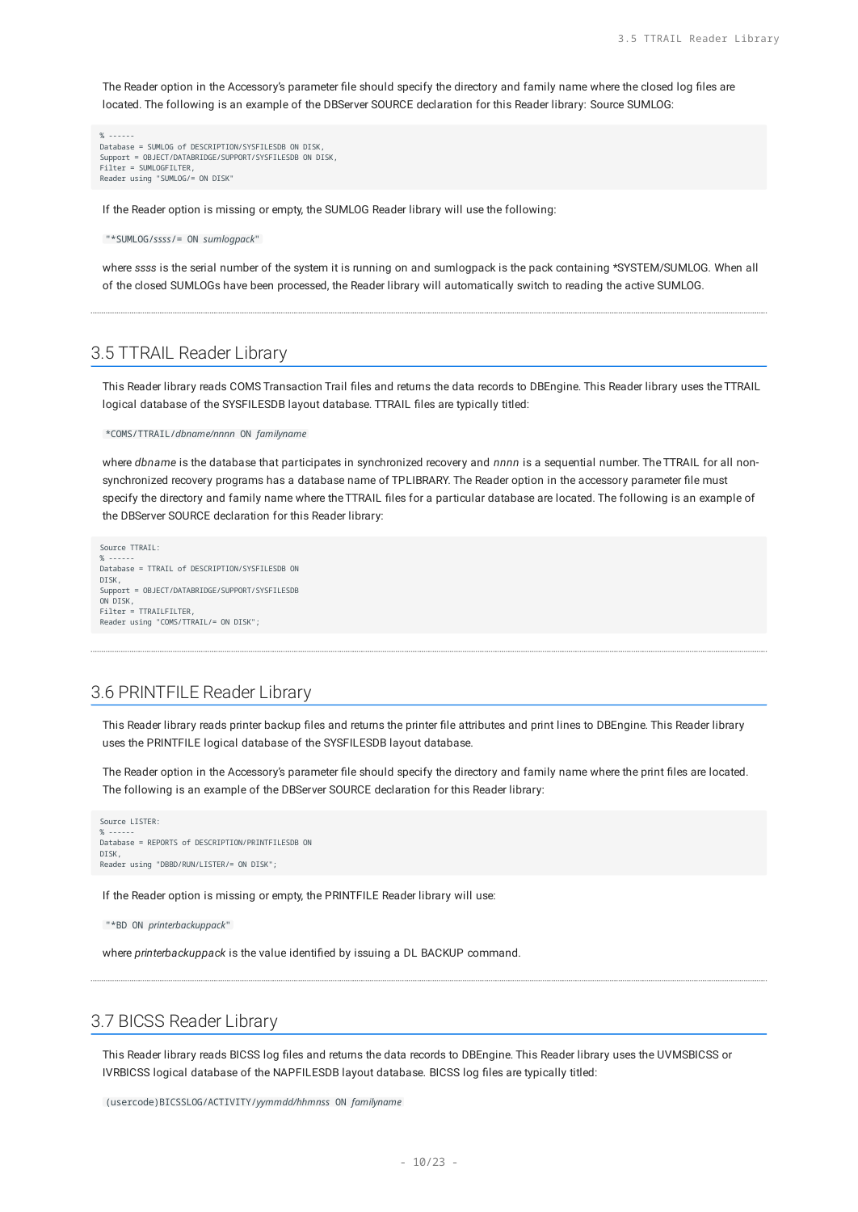The Reader option in the Accessory's parameter file should specify the directory and family name where the closed log files are located. The following is an example of the DBServer SOURCE declaration for this Reader library: Source SUMLOG:

```
% ------
Database = SUMLOG of DESCRIPTION/SYSFILESDB ON DISK,
Support = OBJECT/DATABRIDGE/SUPPORT/SYSFILESDB ON DISK,
Filter = SUMLOGFILTER,
Reader using "SUMLOG/= ON DISK"
```

If the Reader option is missing or empty, the SUMLOG Reader library will use the following:

`"*SUMLOG/ssss/= ON sumlogpack"`

where *ssss* is the serial number of the system it is running on and sumlogpack is the pack containing *SYSTEM/SUMLOG. When all of the closed SUMLOGs have been processed, the Reader library will automatically switch to reading the active SUMLOG.

## 3.5 TTRAIL Reader Library

This Reader library reads COMS Transaction Trail files and returns the data records to DBEngine. This Reader library uses the TTRAIL logical database of the SYSFILESDB layout database. TTRAIL files are typically titled:

`*COMS/TTRAIL/dbname/nnnn ON familyname`

where *dbname* is the database that participates in synchronized recovery and *nnnn* is a sequential number. The TTRAIL for all non-synchronized recovery programs has a database name of TPLIBRARY. The Reader option in the accessory parameter file must specify the directory and family name where the TTRAIL files for a particular database are located. The following is an example of the DBServer SOURCE declaration for this Reader library:

```
Source TTRAIL:
% ------
Database = TTRAIL of DESCRIPTION/SYSFILESDB ON
DISK,
Support = OBJECT/DATABRIDGE/SUPPORT/SYSFILESDB
ON DISK,
Filter = TTRAILFILTER,
Reader using "COMS/TTRAIL/= ON DISK";
```

## 3.6 PRINTFILE Reader Library

This Reader library reads printer backup files and returns the printer file attributes and print lines to DBEngine. This Reader library uses the PRINTFILE logical database of the SYSFILESDB layout database.

The Reader option in the Accessory's parameter file should specify the directory and family name where the print files are located. The following is an example of the DBServer SOURCE declaration for this Reader library:

```
Source LISTER:
% ------
Database = REPORTS of DESCRIPTION/PRINTFILESDB ON
DISK,
Reader using "DBBD/RUN/LISTER/= ON DISK";
```

If the Reader option is missing or empty, the PRINTFILE Reader library will use:

`"*BD ON printerbackuppack"`

where *printerbackuppack* is the value identified by issuing a DL BACKUP command.

## 3.7 BICSS Reader Library

This Reader library reads BICSS log files and returns the data records to DBEngine. This Reader library uses the UVMSBICSS or IVRBICSS logical database of the NAPFILESDB layout database. BICSS log files are typically titled:

`(usercode)BICSSLOG/ACTIVITY/yymmdd/hhmnss ON familyname`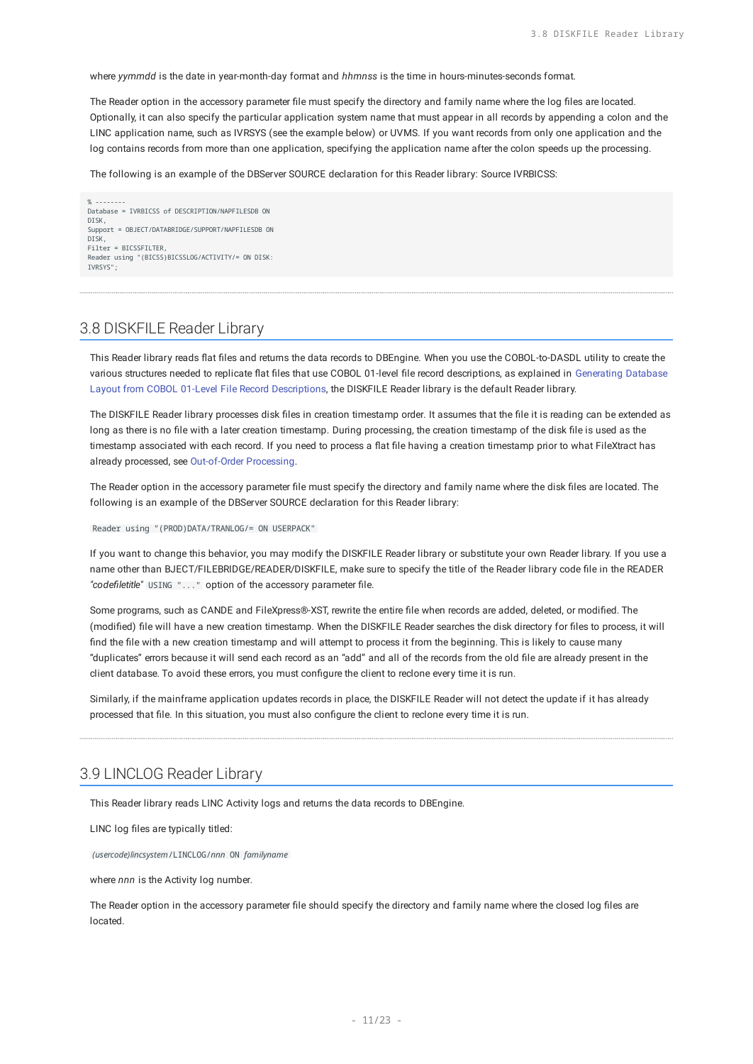where *yymmdd* is the date in year-month-day format and *hhmnss* is the time in hours-minutes-seconds format.

The Reader option in the accessory parameter file must specify the directory and family name where the log files are located. Optionally, it can also specify the particular application system name that must appear in all records by appending a colon and the LINC application name, such as IVRSYS (see the example below) or UVMS. If you want records from only one application and the log contains records from more than one application, specifying the application name after the colon speeds up the processing.

The following is an example of the DBServer SOURCE declaration for this Reader library: Source IVRBICSS:

```
% --------
Database = IVRBICSS of DESCRIPTION/NAPFILESDB ON
DISK,
Support = OBJECT/DATABRIDGE/SUPPORT/NAPFILESDB ON
DISK,
Filter = BICSSFILTER,
Reader using "(BICSS)BICSSLOG/ACTIVITY/= ON DISK:
IVRSYS";
```

## 3.8 DISKFILE Reader Library

This Reader library reads flat files and returns the data records to DBEngine. When you use the COBOL-to-DASDL utility to create the various structures needed to replicate flat files that use COBOL 01-level file record descriptions, as explained in Generating Database Layout from COBOL 01-Level File Record Descriptions, the DISKFILE Reader library is the default Reader library.

The DISKFILE Reader library processes disk files in creation timestamp order. It assumes that the file it is reading can be extended as long as there is no file with a later creation timestamp. During processing, the creation timestamp of the disk file is used as the timestamp associated with each record. If you need to process a flat file having a creation timestamp prior to what FileXtract has already processed, see Out-of-Order Processing.

The Reader option in the accessory parameter file must specify the directory and family name where the disk files are located. The following is an example of the DBServer SOURCE declaration for this Reader library:

```
Reader using "(PROD)DATA/TRANLOG/= ON USERPACK"
```

If you want to change this behavior, you may modify the DISKFILE Reader library or substitute your own Reader library. If you use a name other than BJECT/FILEBRIDGE/READER/DISKFILE, make sure to specify the title of the Reader library code file in the READER *"codefiletitle"* `USING "..."` option of the accessory parameter file.

Some programs, such as CANDE and FileXpress®-XST, rewrite the entire file when records are added, deleted, or modified. The (modified) file will have a new creation timestamp. When the DISKFILE Reader searches the disk directory for files to process, it will find the file with a new creation timestamp and will attempt to process it from the beginning. This is likely to cause many "duplicates" errors because it will send each record as an "add" and all of the records from the old file are already present in the client database. To avoid these errors, you must configure the client to reclone every time it is run.

Similarly, if the mainframe application updates records in place, the DISKFILE Reader will not detect the update if it has already processed that file. In this situation, you must also configure the client to reclone every time it is run.

## 3.9 LINCLOG Reader Library

This Reader library reads LINC Activity logs and returns the data records to DBEngine.

LINC log files are typically titled:

`(usercode)lincsystem/LINCLOG/nnn ON familyname`

where *nnn* is the Activity log number.

The Reader option in the accessory parameter file should specify the directory and family name where the closed log files are located.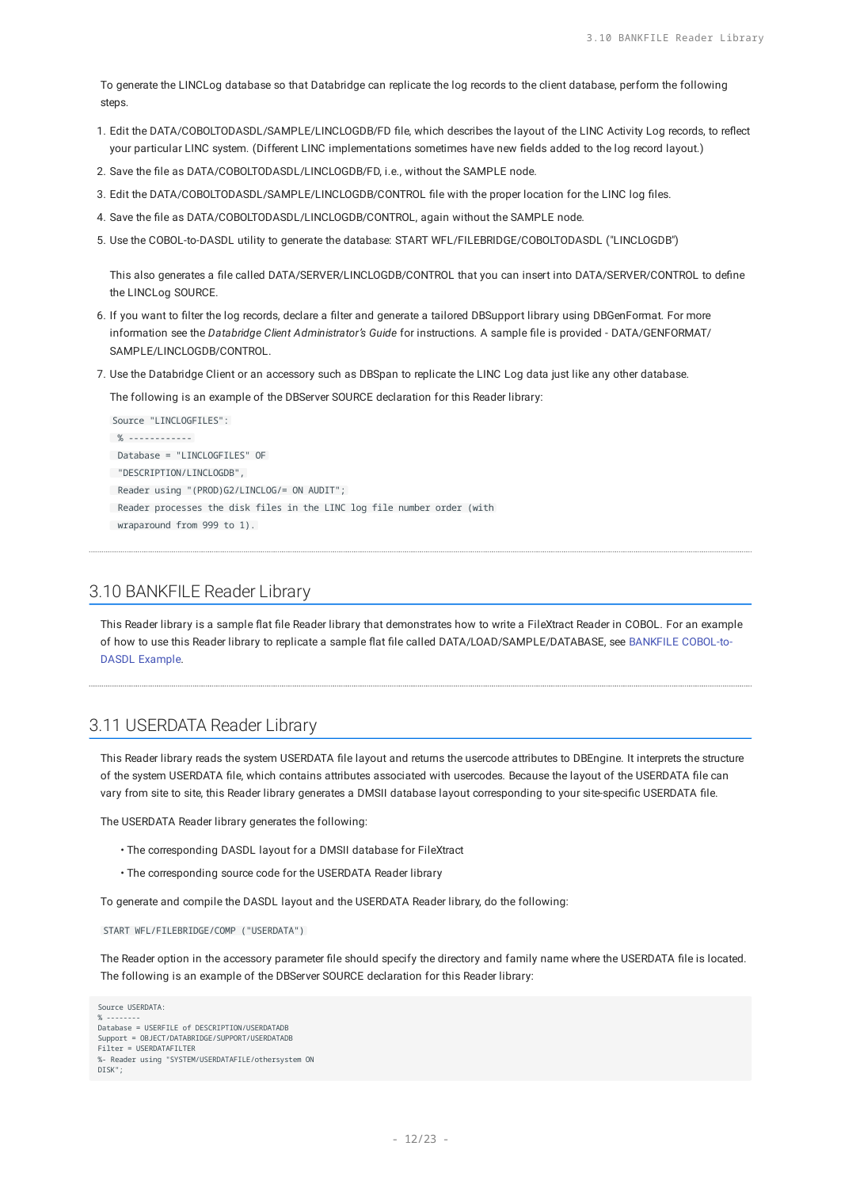To generate the LINCLog database so that Databridge can replicate the log records to the client database, perform the following steps.

1. Edit the DATA/COBOLTODASDL/SAMPLE/LINCLOGDB/FD file, which describes the layout of the LINC Activity Log records, to reflect your particular LINC system. (Different LINC implementations sometimes have new fields added to the log record layout.)
2. Save the file as DATA/COBOLTODASDL/LINCLOGDB/FD, i.e., without the SAMPLE node.
3. Edit the DATA/COBOLTODASDL/SAMPLE/LINCLOGDB/CONTROL file with the proper location for the LINC log files.
4. Save the file as DATA/COBOLTODASDL/LINCLOGDB/CONTROL, again without the SAMPLE node.
5. Use the COBOL-to-DASDL utility to generate the database: START WFL/FILEBRIDGE/COBOLTODASDL ("LINCLOGDB")

   This also generates a file called DATA/SERVER/LINCLOGDB/CONTROL that you can insert into DATA/SERVER/CONTROL to define the LINCLog SOURCE.
6. If you want to filter the log records, declare a filter and generate a tailored DBSupport library using DBGenFormat. For more information see the *Databridge Client Administrator's Guide* for instructions. A sample file is provided - DATA/GENFORMAT/SAMPLE/LINCLOGDB/CONTROL.
7. Use the Databridge Client or an accessory such as DBSpan to replicate the LINC Log data just like any other database.

   The following is an example of the DBServer SOURCE declaration for this Reader library:

```
Source "LINCLOGFILES":
 % ------------
 Database = "LINCLOGFILES" OF
 "DESCRIPTION/LINCLOGDB",
 Reader using "(PROD)G2/LINCLOG/= ON AUDIT";
 Reader processes the disk files in the LINC log file number order (with
 wraparound from 999 to 1).
```

## 3.10 BANKFILE Reader Library

This Reader library is a sample flat file Reader library that demonstrates how to write a FileXtract Reader in COBOL. For an example of how to use this Reader library to replicate a sample flat file called DATA/LOAD/SAMPLE/DATABASE, see BANKFILE COBOL-to-DASDL Example.

## 3.11 USERDATA Reader Library

This Reader library reads the system USERDATA file layout and returns the usercode attributes to DBEngine. It interprets the structure of the system USERDATA file, which contains attributes associated with usercodes. Because the layout of the USERDATA file can vary from site to site, this Reader library generates a DMSII database layout corresponding to your site-specific USERDATA file.

The USERDATA Reader library generates the following:

- The corresponding DASDL layout for a DMSII database for FileXtract
- The corresponding source code for the USERDATA Reader library

To generate and compile the DASDL layout and the USERDATA Reader library, do the following:

```
START WFL/FILEBRIDGE/COMP ("USERDATA")
```

The Reader option in the accessory parameter file should specify the directory and family name where the USERDATA file is located. The following is an example of the DBServer SOURCE declaration for this Reader library:

```
Source USERDATA:
% --------
Database = USERFILE of DESCRIPTION/USERDATADB
Support = OBJECT/DATABRIDGE/SUPPORT/USERDATADB
Filter = USERDATAFILTER
%- Reader using "SYSTEM/USERDATAFILE/othersystem ON
DISK";
```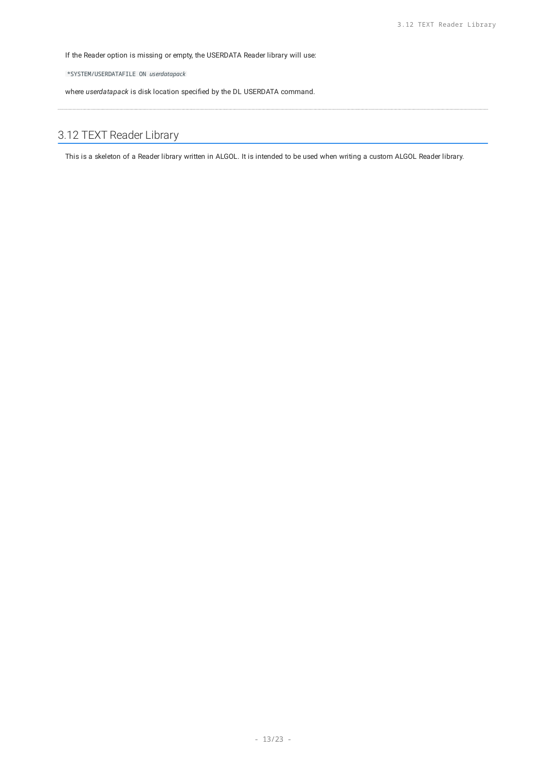If the Reader option is missing or empty, the USERDATA Reader library will use:

`*SYSTEM/USERDATAFILE ON` *`userdatapack`*

where *userdatapack* is disk location specified by the DL USERDATA command.

---

## 3.12 TEXT Reader Library

This is a skeleton of a Reader library written in ALGOL. It is intended to be used when writing a custom ALGOL Reader library.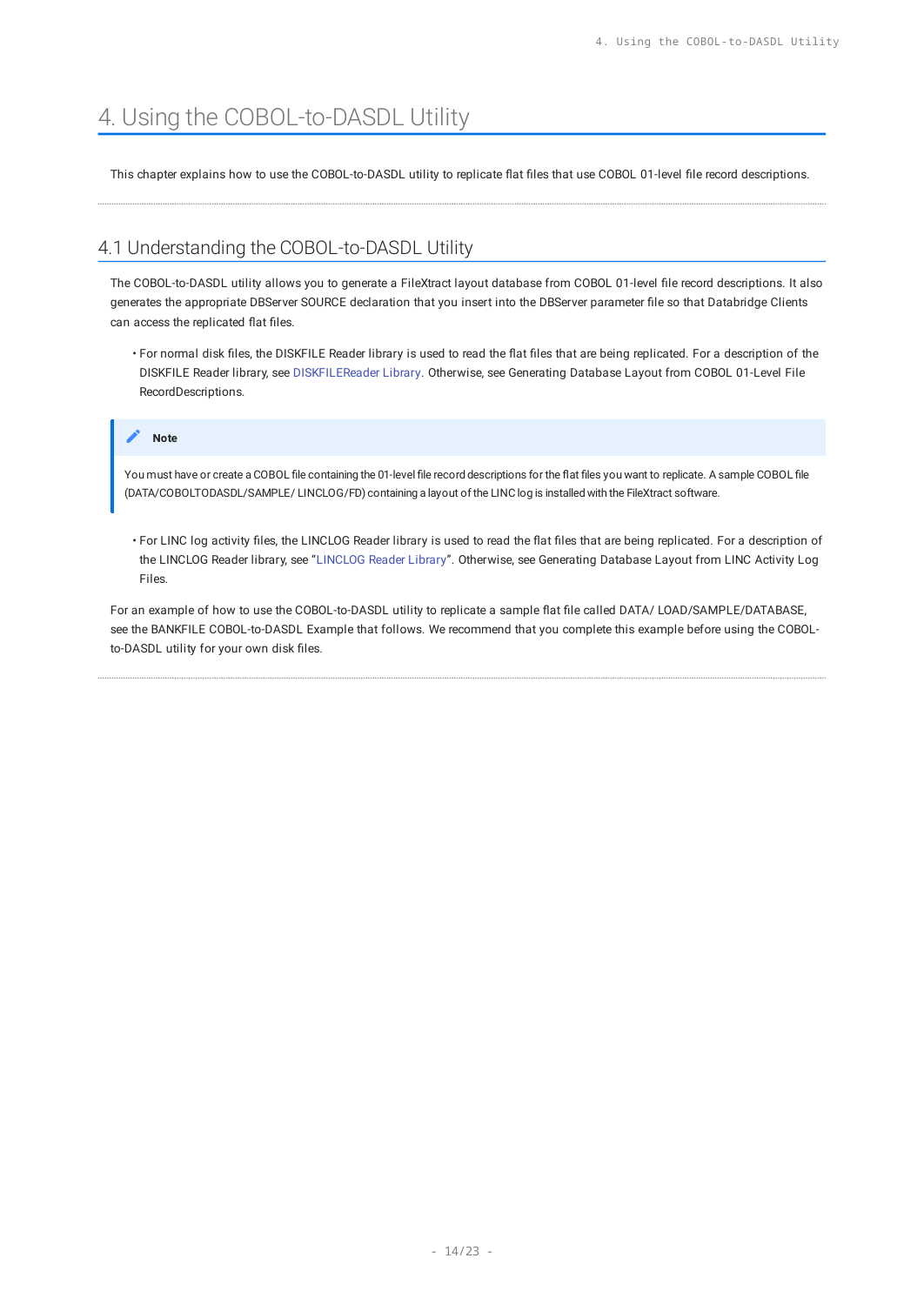# 4. Using the COBOL-to-DASDL Utility

This chapter explains how to use the COBOL-to-DASDL utility to replicate flat files that use COBOL 01-level file record descriptions.

## 4.1 Understanding the COBOL-to-DASDL Utility

The COBOL-to-DASDL utility allows you to generate a FileXtract layout database from COBOL 01-level file record descriptions. It also generates the appropriate DBServer SOURCE declaration that you insert into the DBServer parameter file so that Databridge Clients can access the replicated flat files.

- For normal disk files, the DISKFILE Reader library is used to read the flat files that are being replicated. For a description of the DISKFILE Reader library, see DISKFILEReader Library. Otherwise, see Generating Database Layout from COBOL 01-Level File RecordDescriptions.

> **Note**
>
> You must have or create a COBOL file containing the 01-level file record descriptions for the flat files you want to replicate. A sample COBOL file (DATA/COBOLTODASDL/SAMPLE/ LINCLOG/FD) containing a layout of the LINC log is installed with the FileXtract software.

- For LINC log activity files, the LINCLOG Reader library is used to read the flat files that are being replicated. For a description of the LINCLOG Reader library, see "LINCLOG Reader Library". Otherwise, see Generating Database Layout from LINC Activity Log Files.

For an example of how to use the COBOL-to-DASDL utility to replicate a sample flat file called DATA/ LOAD/SAMPLE/DATABASE, see the BANKFILE COBOL-to-DASDL Example that follows. We recommend that you complete this example before using the COBOL-to-DASDL utility for your own disk files.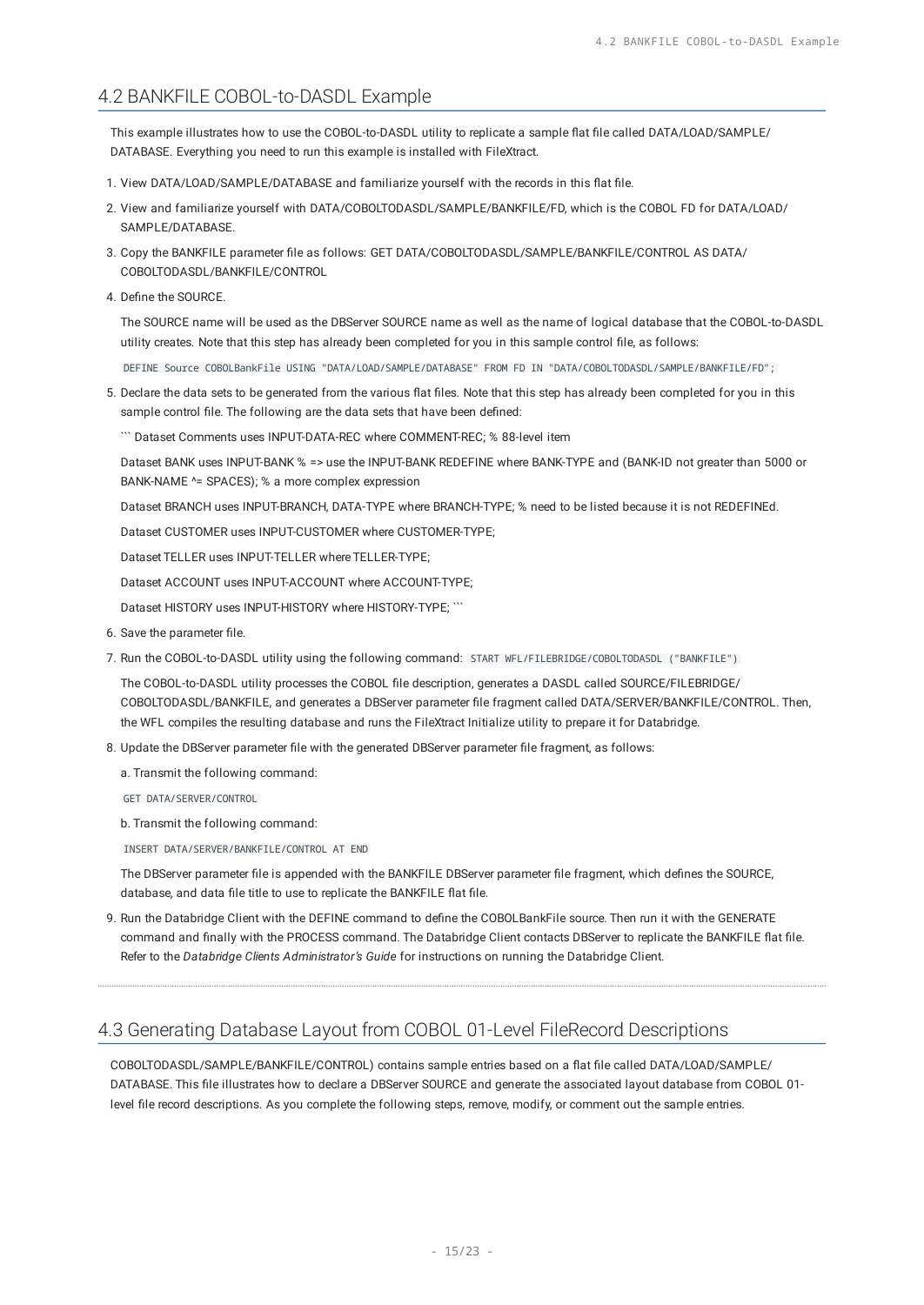## 4.2 BANKFILE COBOL-to-DASDL Example

This example illustrates how to use the COBOL-to-DASDL utility to replicate a sample flat file called DATA/LOAD/SAMPLE/DATABASE. Everything you need to run this example is installed with FileXtract.

1. View DATA/LOAD/SAMPLE/DATABASE and familiarize yourself with the records in this flat file.
2. View and familiarize yourself with DATA/COBOLTODASDL/SAMPLE/BANKFILE/FD, which is the COBOL FD for DATA/LOAD/SAMPLE/DATABASE.
3. Copy the BANKFILE parameter file as follows: GET DATA/COBOLTODASDL/SAMPLE/BANKFILE/CONTROL AS DATA/COBOLTODASDL/BANKFILE/CONTROL
4. Define the SOURCE.

   The SOURCE name will be used as the DBServer SOURCE name as well as the name of logical database that the COBOL-to-DASDL utility creates. Note that this step has already been completed for you in this sample control file, as follows:

   `DEFINE Source COBOLBankFile USING "DATA/LOAD/SAMPLE/DATABASE" FROM FD IN "DATA/COBOLTODASDL/SAMPLE/BANKFILE/FD";`

5. Declare the data sets to be generated from the various flat files. Note that this step has already been completed for you in this sample control file. The following are the data sets that have been defined:

   ``` Dataset Comments uses INPUT-DATA-REC where COMMENT-REC; % 88-level item

   Dataset BANK uses INPUT-BANK % => use the INPUT-BANK REDEFINE where BANK-TYPE and (BANK-ID not greater than 5000 or BANK-NAME ^= SPACES); % a more complex expression

   Dataset BRANCH uses INPUT-BRANCH, DATA-TYPE where BRANCH-TYPE; % need to be listed because it is not REDEFINEd.

   Dataset CUSTOMER uses INPUT-CUSTOMER where CUSTOMER-TYPE;

   Dataset TELLER uses INPUT-TELLER where TELLER-TYPE;

   Dataset ACCOUNT uses INPUT-ACCOUNT where ACCOUNT-TYPE;

   Dataset HISTORY uses INPUT-HISTORY where HISTORY-TYPE; ```

6. Save the parameter file.
7. Run the COBOL-to-DASDL utility using the following command: `START WFL/FILEBRIDGE/COBOLTODASDL ("BANKFILE")`

   The COBOL-to-DASDL utility processes the COBOL file description, generates a DASDL called SOURCE/FILEBRIDGE/COBOLTODASDL/BANKFILE, and generates a DBServer parameter file fragment called DATA/SERVER/BANKFILE/CONTROL. Then, the WFL compiles the resulting database and runs the FileXtract Initialize utility to prepare it for Databridge.

8. Update the DBServer parameter file with the generated DBServer parameter file fragment, as follows:

   a. Transmit the following command:

   `GET DATA/SERVER/CONTROL`

   b. Transmit the following command:

   `INSERT DATA/SERVER/BANKFILE/CONTROL AT END`

   The DBServer parameter file is appended with the BANKFILE DBServer parameter file fragment, which defines the SOURCE, database, and data file title to use to replicate the BANKFILE flat file.

9. Run the Databridge Client with the DEFINE command to define the COBOLBankFile source. Then run it with the GENERATE command and finally with the PROCESS command. The Databridge Client contacts DBServer to replicate the BANKFILE flat file. Refer to the *Databridge Clients Administrator's Guide* for instructions on running the Databridge Client.

---

## 4.3 Generating Database Layout from COBOL 01-Level FileRecord Descriptions

COBOLTODASDL/SAMPLE/BANKFILE/CONTROL) contains sample entries based on a flat file called DATA/LOAD/SAMPLE/DATABASE. This file illustrates how to declare a DBServer SOURCE and generate the associated layout database from COBOL 01-level file record descriptions. As you complete the following steps, remove, modify, or comment out the sample entries.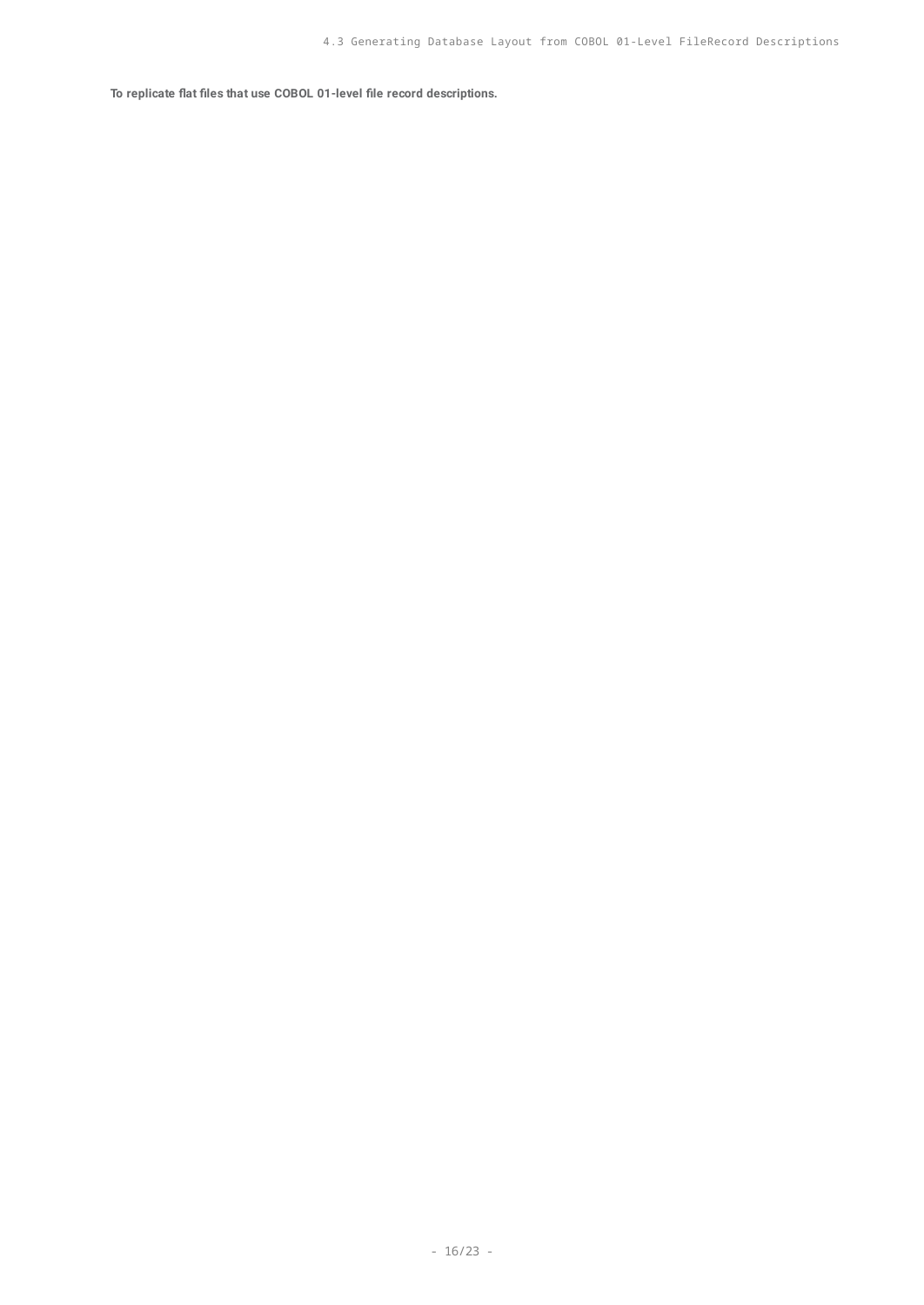**To replicate flat files that use COBOL 01-level file record descriptions.**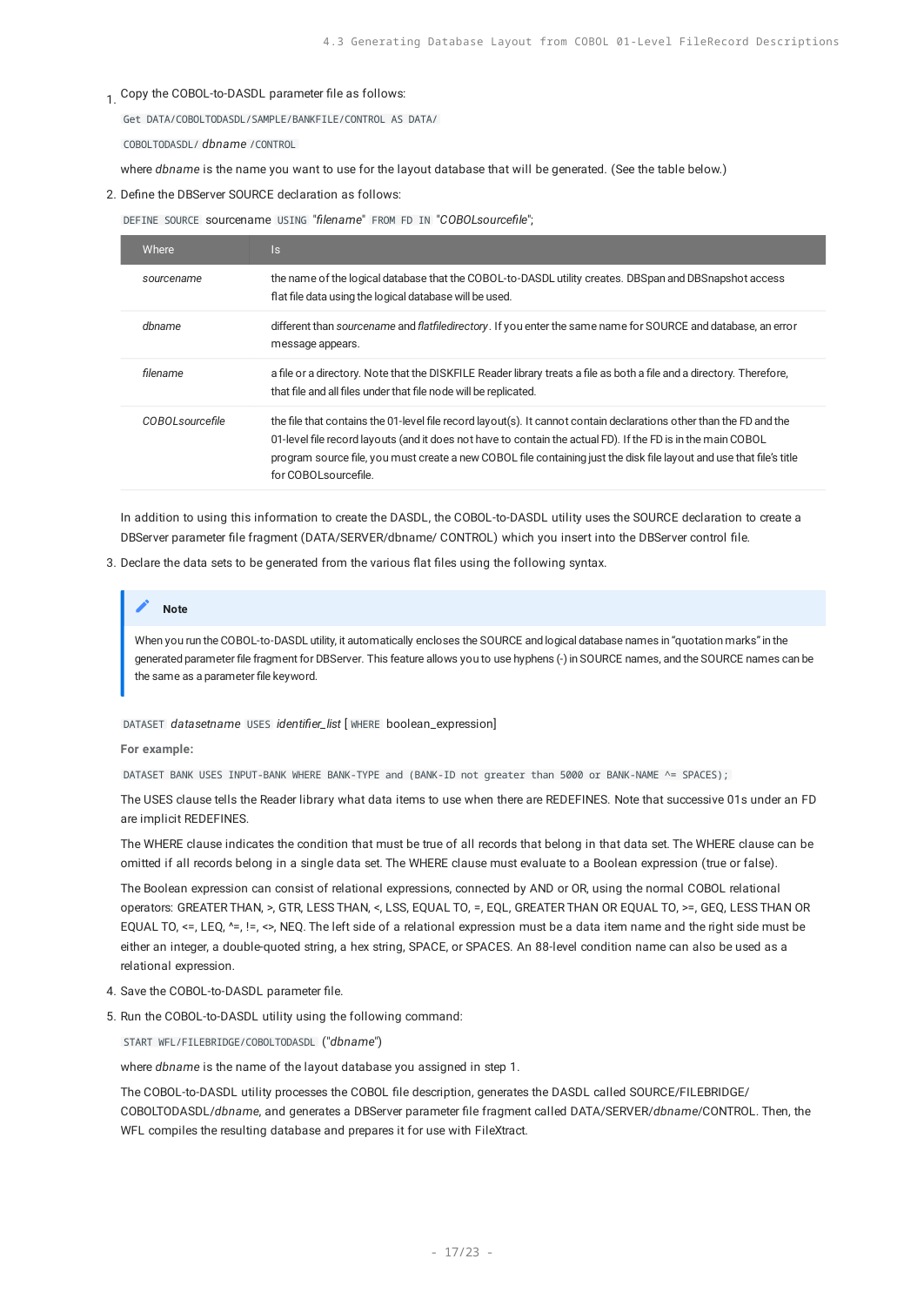1. Copy the COBOL-to-DASDL parameter file as follows:

   `Get DATA/COBOLTODASDL/SAMPLE/BANKFILE/CONTROL AS DATA/`

   `COBOLTODASDL/` *dbname* `/CONTROL`

   where *dbname* is the name you want to use for the layout database that will be generated. (See the table below.)

2. Define the DBServer SOURCE declaration as follows:

   `DEFINE SOURCE` sourcename `USING` "*filename*" `FROM FD IN` "*COBOLsourcefile*";

| Where | Is |
|---|---|
| *sourcename* | the name of the logical database that the COBOL-to-DASDL utility creates. DBSpan and DBSnapshot access flat file data using the logical database will be used. |
| *dbname* | different than *sourcename* and *flatfiledirectory*. If you enter the same name for SOURCE and database, an error message appears. |
| *filename* | a file or a directory. Note that the DISKFILE Reader library treats a file as both a file and a directory. Therefore, that file and all files under that file node will be replicated. |
| *COBOLsourcefile* | the file that contains the 01-level file record layout(s). It cannot contain declarations other than the FD and the 01-level file record layouts (and it does not have to contain the actual FD). If the FD is in the main COBOL program source file, you must create a new COBOL file containing just the disk file layout and use that file's title for COBOLsourcefile. |

   In addition to using this information to create the DASDL, the COBOL-to-DASDL utility uses the SOURCE declaration to create a DBServer parameter file fragment (DATA/SERVER/dbname/ CONTROL) which you insert into the DBServer control file.

3. Declare the data sets to be generated from the various flat files using the following syntax.

   > **Note**
   >
   > When you run the COBOL-to-DASDL utility, it automatically encloses the SOURCE and logical database names in "quotation marks" in the generated parameter file fragment for DBServer. This feature allows you to use hyphens (-) in SOURCE names, and the SOURCE names can be the same as a parameter file keyword.

   `DATASET` *datasetname* `USES` *identifier_list* [ `WHERE` boolean_expression]

   **For example:**

   ```
   DATASET BANK USES INPUT-BANK WHERE BANK-TYPE and (BANK-ID not greater than 5000 or BANK-NAME ^= SPACES);
   ```

   The USES clause tells the Reader library what data items to use when there are REDEFINES. Note that successive 01s under an FD are implicit REDEFINES.

   The WHERE clause indicates the condition that must be true of all records that belong in that data set. The WHERE clause can be omitted if all records belong in a single data set. The WHERE clause must evaluate to a Boolean expression (true or false).

   The Boolean expression can consist of relational expressions, connected by AND or OR, using the normal COBOL relational operators: GREATER THAN, >, GTR, LESS THAN, <, LSS, EQUAL TO, =, EQL, GREATER THAN OR EQUAL TO, >=, GEQ, LESS THAN OR EQUAL TO, <=, LEQ, ^=, !=, <>, NEQ. The left side of a relational expression must be a data item name and the right side must be either an integer, a double-quoted string, a hex string, SPACE, or SPACES. An 88-level condition name can also be used as a relational expression.

4. Save the COBOL-to-DASDL parameter file.

5. Run the COBOL-to-DASDL utility using the following command:

   `START WFL/FILEBRIDGE/COBOLTODASDL` ("*dbname*")

   where *dbname* is the name of the layout database you assigned in step 1.

   The COBOL-to-DASDL utility processes the COBOL file description, generates the DASDL called SOURCE/FILEBRIDGE/ COBOLTODASDL/*dbname*, and generates a DBServer parameter file fragment called DATA/SERVER/*dbname*/CONTROL. Then, the WFL compiles the resulting database and prepares it for use with FileXtract.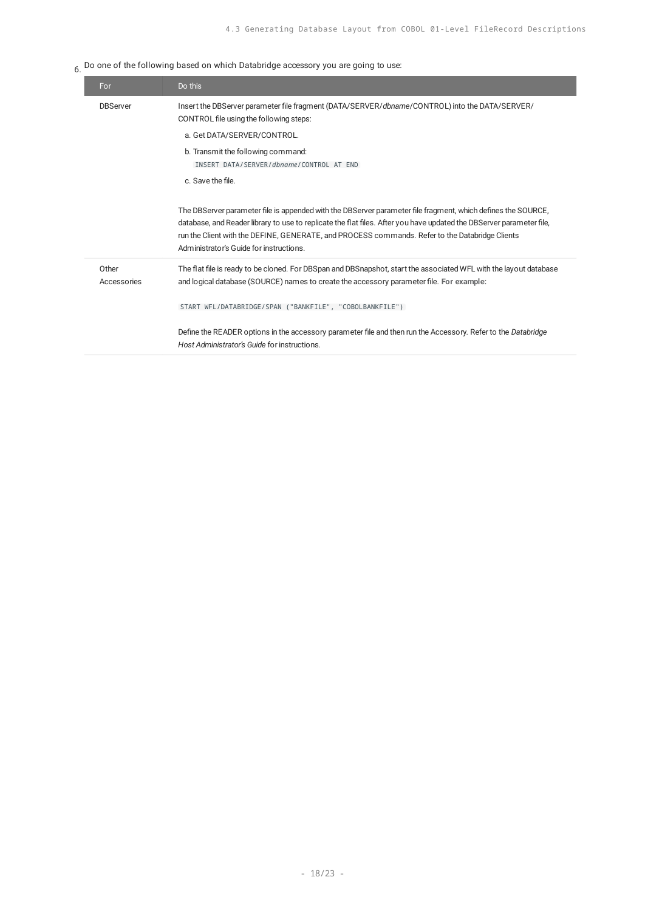6. Do one of the following based on which Databridge accessory you are going to use:

| For | Do this |
| --- | --- |
| DBServer | Insert the DBServer parameter file fragment (DATA/SERVER/*dbname*/CONTROL) into the DATA/SERVER/CONTROL file using the following steps:<br><br>a. Get DATA/SERVER/CONTROL.<br><br>b. Transmit the following command:<br>`INSERT DATA/SERVER/dbname/CONTROL AT END`<br><br>c. Save the file.<br><br>The DBServer parameter file is appended with the DBServer parameter file fragment, which defines the SOURCE, database, and Reader library to use to replicate the flat files. After you have updated the DBServer parameter file, run the Client with the DEFINE, GENERATE, and PROCESS commands. Refer to the Databridge Clients Administrator's Guide for instructions. |
| Other Accessories | The flat file is ready to be cloned. For DBSpan and DBSnapshot, start the associated WFL with the layout database and logical database (SOURCE) names to create the accessory parameter file. **For example:**<br><br>`START WFL/DATABRIDGE/SPAN ("BANKFILE", "COBOLBANKFILE")`<br><br>Define the READER options in the accessory parameter file and then run the Accessory. Refer to the *Databridge Host Administrator's Guide* for instructions. |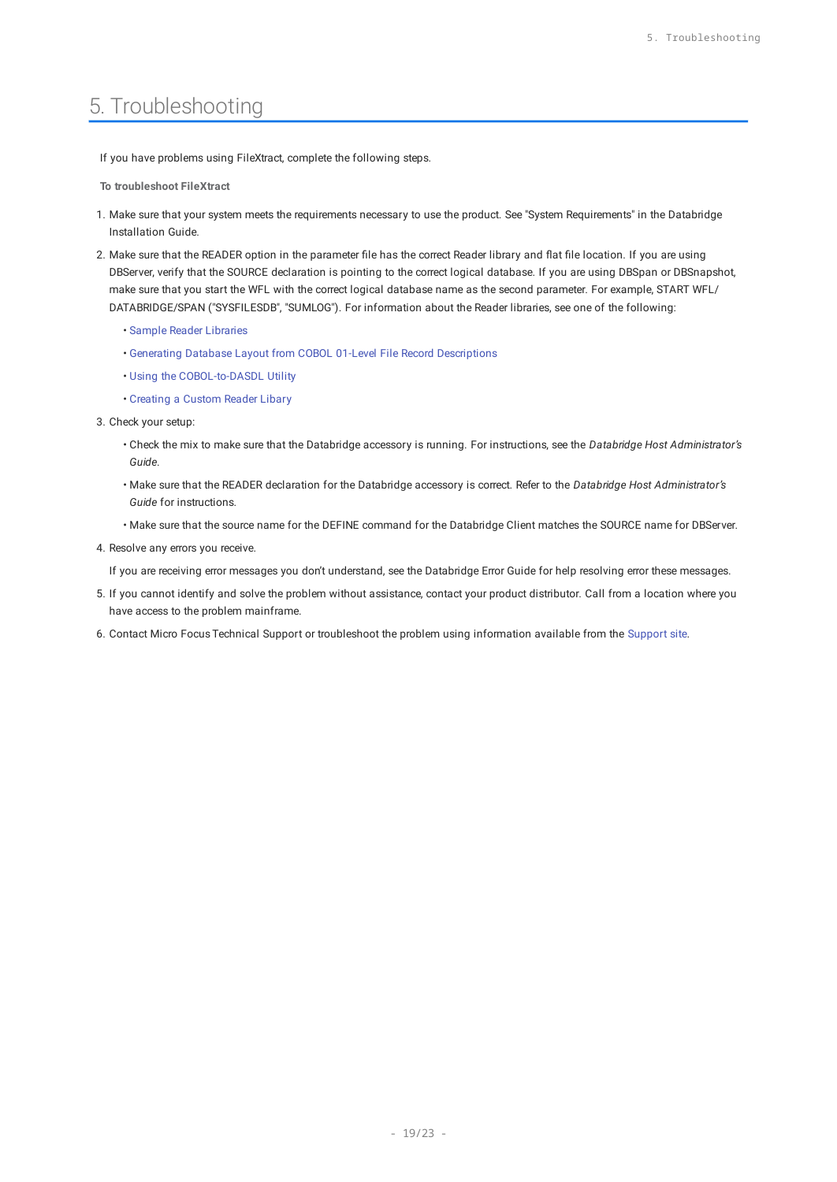# 5. Troubleshooting

If you have problems using FileXtract, complete the following steps.

**To troubleshoot FileXtract**

1. Make sure that your system meets the requirements necessary to use the product. See "System Requirements" in the Databridge Installation Guide.
2. Make sure that the READER option in the parameter file has the correct Reader library and flat file location. If you are using DBServer, verify that the SOURCE declaration is pointing to the correct logical database. If you are using DBSpan or DBSnapshot, make sure that you start the WFL with the correct logical database name as the second parameter. For example, START WFL/DATABRIDGE/SPAN ("SYSFILESDB", "SUMLOG"). For information about the Reader libraries, see one of the following:
   - Sample Reader Libraries
   - Generating Database Layout from COBOL 01-Level File Record Descriptions
   - Using the COBOL-to-DASDL Utility
   - Creating a Custom Reader Libary
3. Check your setup:
   - Check the mix to make sure that the Databridge accessory is running. For instructions, see the *Databridge Host Administrator's Guide*.
   - Make sure that the READER declaration for the Databridge accessory is correct. Refer to the *Databridge Host Administrator's Guide* for instructions.
   - Make sure that the source name for the DEFINE command for the Databridge Client matches the SOURCE name for DBServer.
4. Resolve any errors you receive.

   If you are receiving error messages you don't understand, see the Databridge Error Guide for help resolving error these messages.
5. If you cannot identify and solve the problem without assistance, contact your product distributor. Call from a location where you have access to the problem mainframe.
6. Contact Micro Focus Technical Support or troubleshoot the problem using information available from the Support site.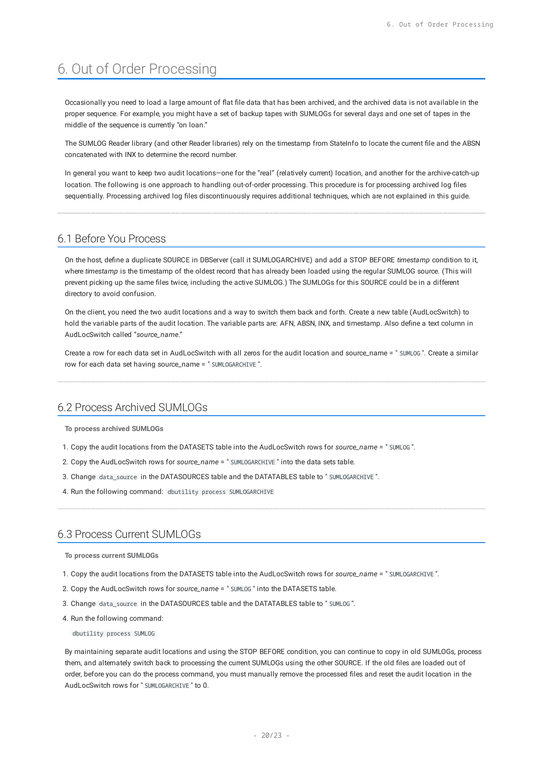# 6. Out of Order Processing

Occasionally you need to load a large amount of flat file data that has been archived, and the archived data is not available in the proper sequence. For example, you might have a set of backup tapes with SUMLOGs for several days and one set of tapes in the middle of the sequence is currently "on loan."

The SUMLOG Reader library (and other Reader libraries) rely on the timestamp from StateInfo to locate the current file and the ABSN concatenated with INX to determine the record number.

In general you want to keep two audit locations—one for the "real" (relatively current) location, and another for the archive-catch-up location. The following is one approach to handling out-of-order processing. This procedure is for processing archived log files sequentially. Processing archived log files discontinuously requires additional techniques, which are not explained in this guide.

## 6.1 Before You Process

On the host, define a duplicate SOURCE in DBServer (call it SUMLOGARCHIVE) and add a STOP BEFORE *timestamp* condition to it, where *timestamp* is the timestamp of the oldest record that has already been loaded using the regular SUMLOG source. (This will prevent picking up the same files twice, including the active SUMLOG.) The SUMLOGs for this SOURCE could be in a different directory to avoid confusion.

On the client, you need the two audit locations and a way to switch them back and forth. Create a new table (AudLocSwitch) to hold the variable parts of the audit location. The variable parts are: AFN, ABSN, INX, and timestamp. Also define a text column in AudLocSwitch called "*source_name*."

Create a row for each data set in AudLocSwitch with all zeros for the audit location and source_name = "`SUMLOG`". Create a similar row for each data set having source_name = "`SUMLOGARCHIVE`".

## 6.2 Process Archived SUMLOGs

**To process archived SUMLOGs**

1. Copy the audit locations from the DATASETS table into the AudLocSwitch rows for *source_name* = "`SUMLOG`".
2. Copy the AudLocSwitch rows for *source_name* = "`SUMLOGARCHIVE`" into the data sets table.
3. Change `data_source` in the DATASOURCES table and the DATATABLES table to "`SUMLOGARCHIVE`".
4. Run the following command: `dbutility process SUMLOGARCHIVE`

## 6.3 Process Current SUMLOGs

**To process current SUMLOGs**

1. Copy the audit locations from the DATASETS table into the AudLocSwitch rows for *source_name* = "`SUMLOGARCHIVE`".
2. Copy the AudLocSwitch rows for *source_name* = "`SUMLOG`" into the DATASETS table.
3. Change `data_source` in the DATASOURCES table and the DATATABLES table to "`SUMLOG`".
4. Run the following command:

```
dbutility process SUMLOG
```

By maintaining separate audit locations and using the STOP BEFORE condition, you can continue to copy in old SUMLOGs, process them, and alternately switch back to processing the current SUMLOGs using the other SOURCE. If the old files are loaded out of order, before you can do the process command, you must manually remove the processed files and reset the audit location in the AudLocSwitch rows for "`SUMLOGARCHIVE`" to 0.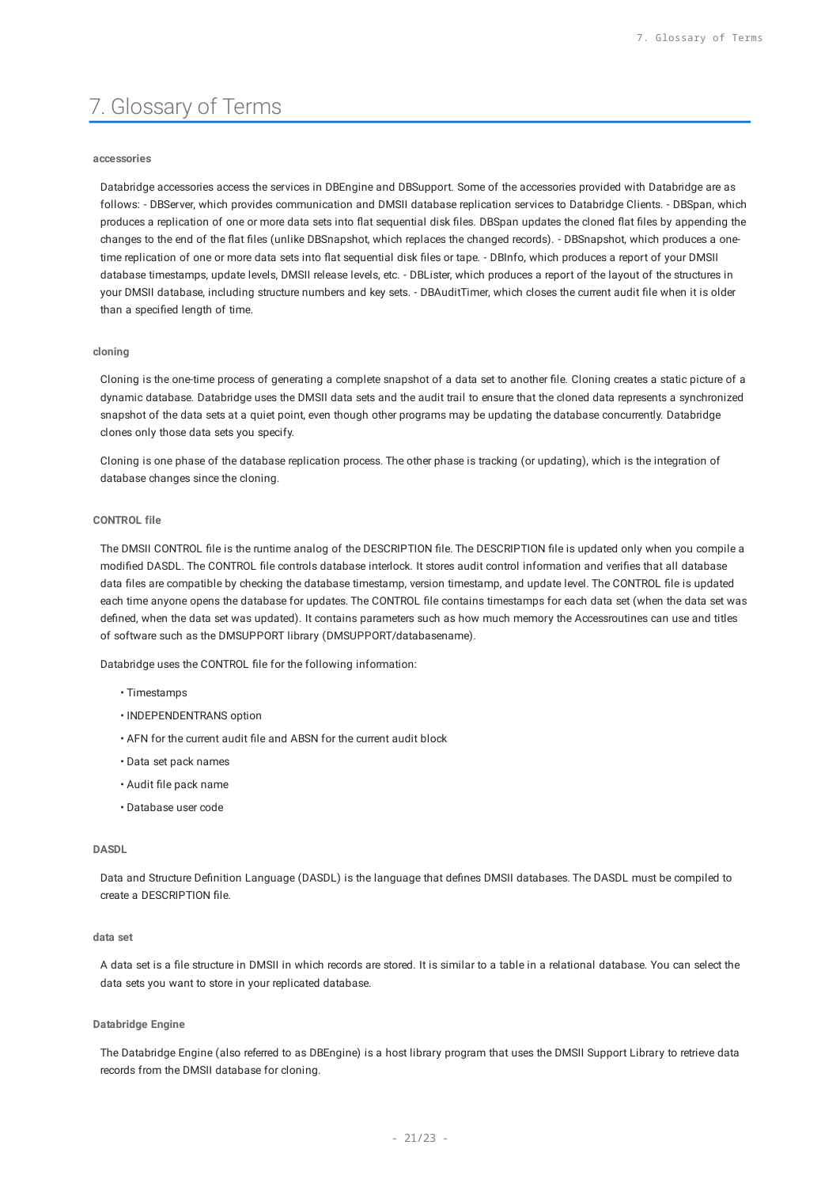# 7. Glossary of Terms

#### accessories

Databridge accessories access the services in DBEngine and DBSupport. Some of the accessories provided with Databridge are as follows: - DBServer, which provides communication and DMSII database replication services to Databridge Clients. - DBSpan, which produces a replication of one or more data sets into flat sequential disk files. DBSpan updates the cloned flat files by appending the changes to the end of the flat files (unlike DBSnapshot, which replaces the changed records). - DBSnapshot, which produces a one-time replication of one or more data sets into flat sequential disk files or tape. - DBInfo, which produces a report of your DMSII database timestamps, update levels, DMSII release levels, etc. - DBLister, which produces a report of the layout of the structures in your DMSII database, including structure numbers and key sets. - DBAuditTimer, which closes the current audit file when it is older than a specified length of time.

#### cloning

Cloning is the one-time process of generating a complete snapshot of a data set to another file. Cloning creates a static picture of a dynamic database. Databridge uses the DMSII data sets and the audit trail to ensure that the cloned data represents a synchronized snapshot of the data sets at a quiet point, even though other programs may be updating the database concurrently. Databridge clones only those data sets you specify.

Cloning is one phase of the database replication process. The other phase is tracking (or updating), which is the integration of database changes since the cloning.

#### CONTROL file

The DMSII CONTROL file is the runtime analog of the DESCRIPTION file. The DESCRIPTION file is updated only when you compile a modified DASDL. The CONTROL file controls database interlock. It stores audit control information and verifies that all database data files are compatible by checking the database timestamp, version timestamp, and update level. The CONTROL file is updated each time anyone opens the database for updates. The CONTROL file contains timestamps for each data set (when the data set was defined, when the data set was updated). It contains parameters such as how much memory the Accessroutines can use and titles of software such as the DMSUPPORT library (DMSUPPORT/databasename).

Databridge uses the CONTROL file for the following information:

- Timestamps
- INDEPENDENTRANS option
- AFN for the current audit file and ABSN for the current audit block
- Data set pack names
- Audit file pack name
- Database user code

#### DASDL

Data and Structure Definition Language (DASDL) is the language that defines DMSII databases. The DASDL must be compiled to create a DESCRIPTION file.

#### data set

A data set is a file structure in DMSII in which records are stored. It is similar to a table in a relational database. You can select the data sets you want to store in your replicated database.

#### Databridge Engine

The Databridge Engine (also referred to as DBEngine) is a host library program that uses the DMSII Support Library to retrieve data records from the DMSII database for cloning.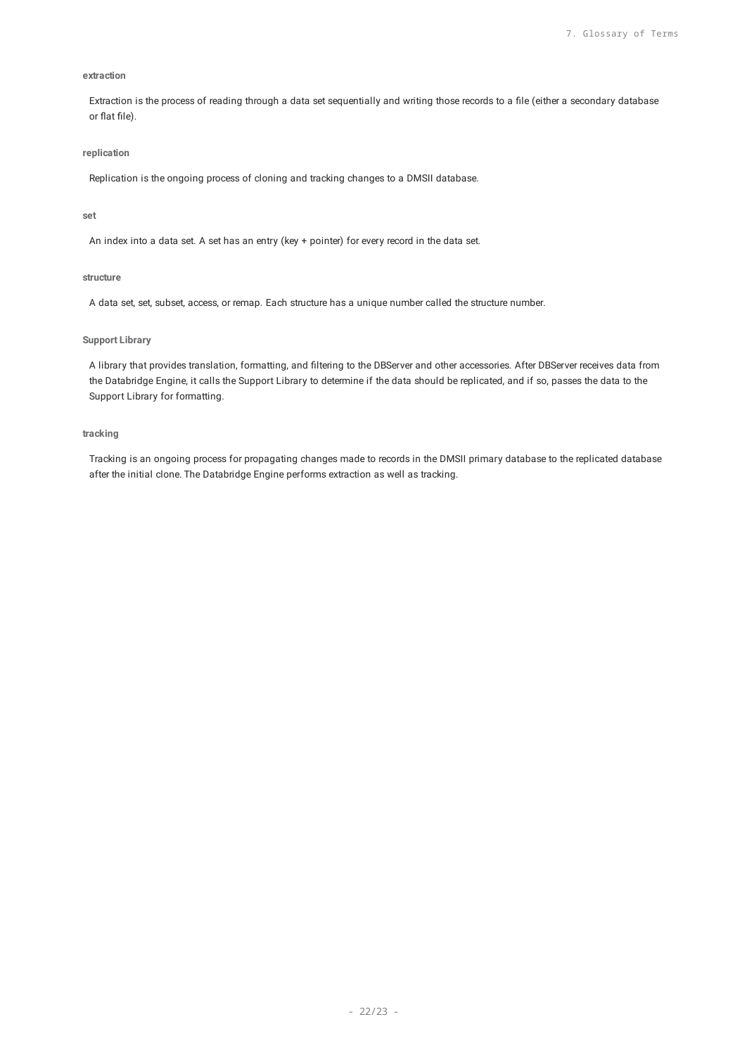**extraction**

Extraction is the process of reading through a data set sequentially and writing those records to a file (either a secondary database or flat file).

**replication**

Replication is the ongoing process of cloning and tracking changes to a DMSII database.

**set**

An index into a data set. A set has an entry (key + pointer) for every record in the data set.

**structure**

A data set, set, subset, access, or remap. Each structure has a unique number called the structure number.

**Support Library**

A library that provides translation, formatting, and filtering to the DBServer and other accessories. After DBServer receives data from the Databridge Engine, it calls the Support Library to determine if the data should be replicated, and if so, passes the data to the Support Library for formatting.

**tracking**

Tracking is an ongoing process for propagating changes made to records in the DMSII primary database to the replicated database after the initial clone. The Databridge Engine performs extraction as well as tracking.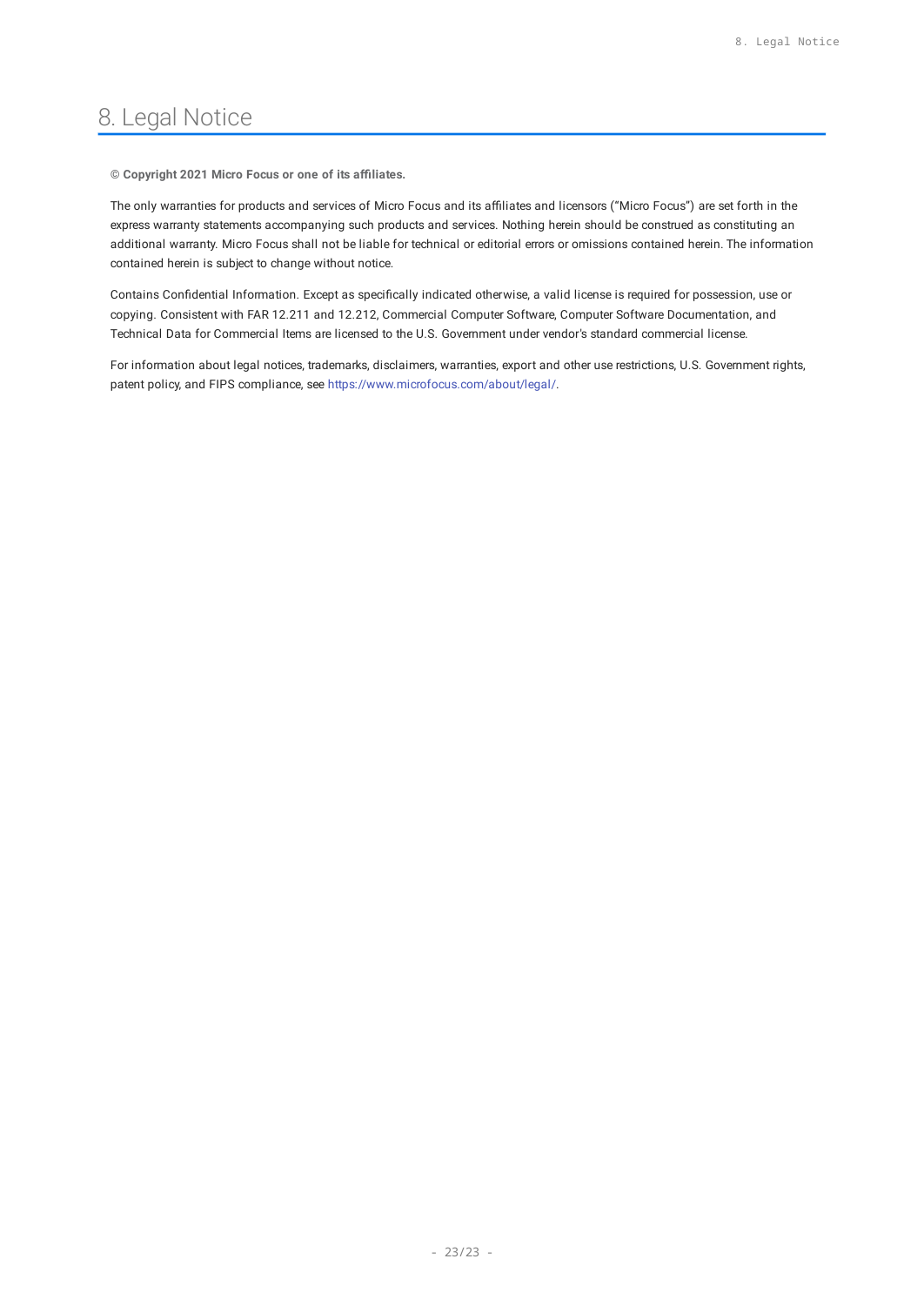# 8. Legal Notice

**© Copyright 2021 Micro Focus or one of its affiliates.**

The only warranties for products and services of Micro Focus and its affiliates and licensors ("Micro Focus") are set forth in the express warranty statements accompanying such products and services. Nothing herein should be construed as constituting an additional warranty. Micro Focus shall not be liable for technical or editorial errors or omissions contained herein. The information contained herein is subject to change without notice.

Contains Confidential Information. Except as specifically indicated otherwise, a valid license is required for possession, use or copying. Consistent with FAR 12.211 and 12.212, Commercial Computer Software, Computer Software Documentation, and Technical Data for Commercial Items are licensed to the U.S. Government under vendor's standard commercial license.

For information about legal notices, trademarks, disclaimers, warranties, export and other use restrictions, U.S. Government rights, patent policy, and FIPS compliance, see https://www.microfocus.com/about/legal/.